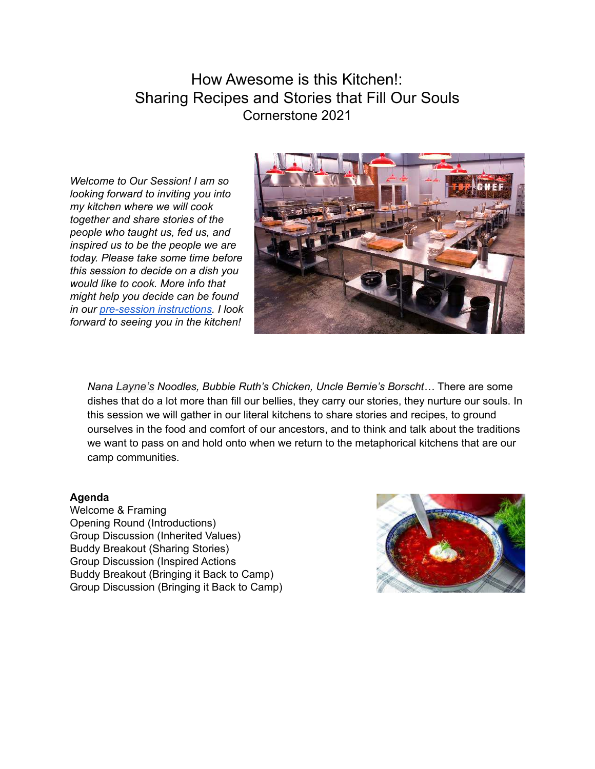# How Awesome is this Kitchen!:
# Sharing Recipes and Stories that Fill Our Souls
## Cornerstone 2021

*Welcome to Our Session! I am so looking forward to inviting you into my kitchen where we will cook together and share stories of the people who taught us, fed us, and inspired us to be the people we are today. Please take some time before this session to decide on a dish you would like to cook. More info that might help you decide can be found in our pre-session instructions. I look forward to seeing you in the kitchen!*

*Nana Layne's Noodles, Bubbie Ruth's Chicken, Uncle Bernie's Borscht…* There are some dishes that do a lot more than fill our bellies, they carry our stories, they nurture our souls. In this session we will gather in our literal kitchens to share stories and recipes, to ground ourselves in the food and comfort of our ancestors, and to think and talk about the traditions we want to pass on and hold onto when we return to the metaphorical kitchens that are our camp communities.

**Agenda**

Welcome & Framing
Opening Round (Introductions)
Group Discussion (Inherited Values)
Buddy Breakout (Sharing Stories)
Group Discussion (Inspired Actions
Buddy Breakout (Bringing it Back to Camp)
Group Discussion (Bringing it Back to Camp)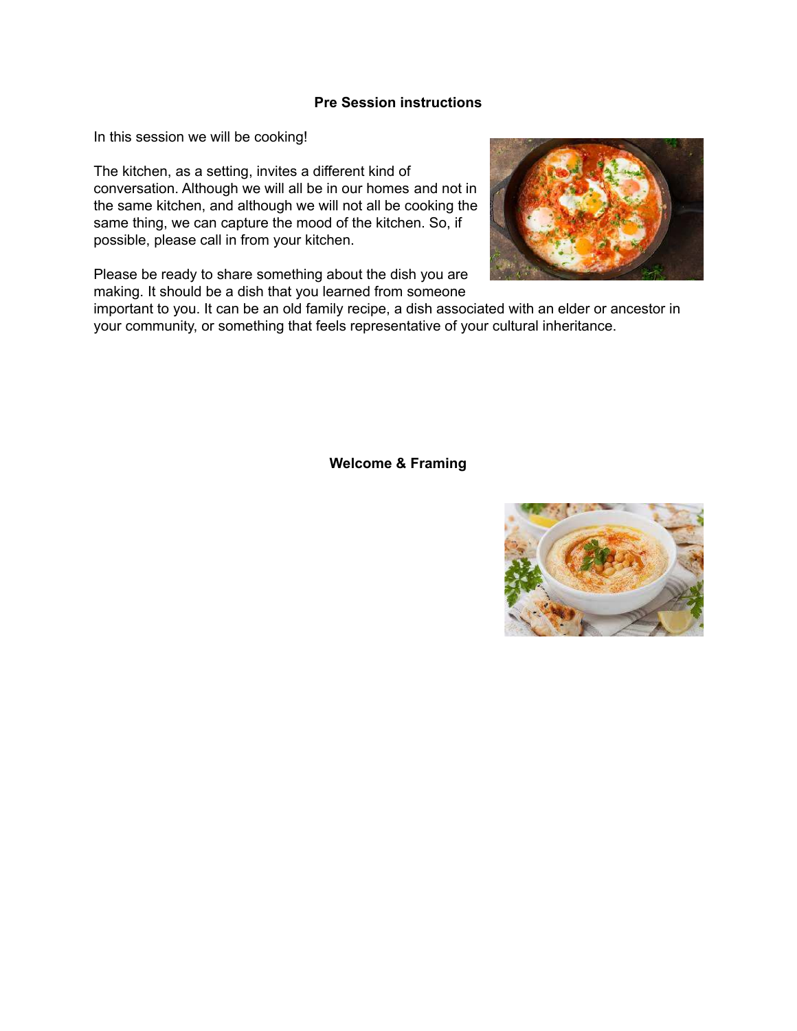## Pre Session instructions

In this session we will be cooking!

The kitchen, as a setting, invites a different kind of conversation. Although we will all be in our homes and not in the same kitchen, and although we will not all be cooking the same thing, we can capture the mood of the kitchen. So, if possible, please call in from your kitchen.

Please be ready to share something about the dish you are making. It should be a dish that you learned from someone important to you. It can be an old family recipe, a dish associated with an elder or ancestor in your community, or something that feels representative of your cultural inheritance.

## Welcome & Framing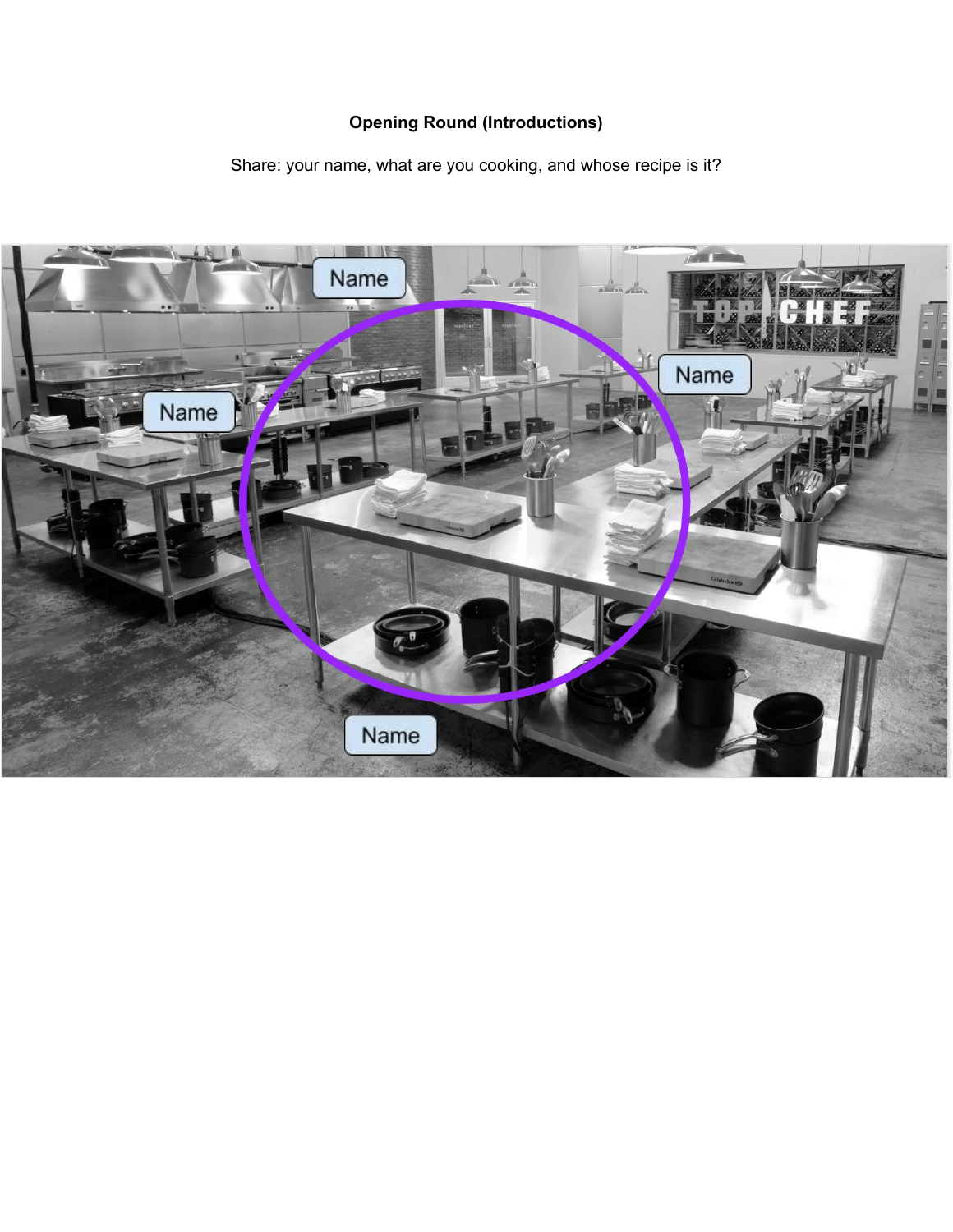**Opening Round (Introductions)**

Share: your name, what are you cooking, and whose recipe is it?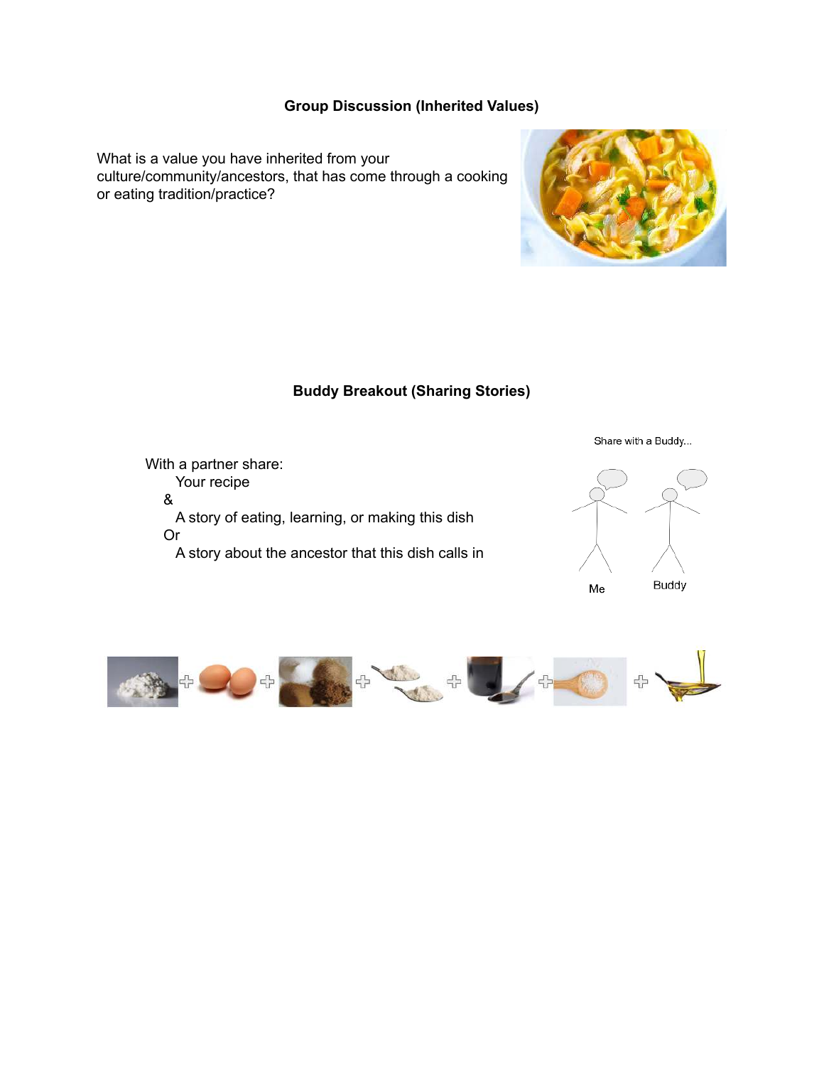**Group Discussion (Inherited Values)**

What is a value you have inherited from your culture/community/ancestors, that has come through a cooking or eating tradition/practice?

**Buddy Breakout (Sharing Stories)**

With a partner share:
- Your recipe

&

- A story of eating, learning, or making this dish

Or

- A story about the ancestor that this dish calls in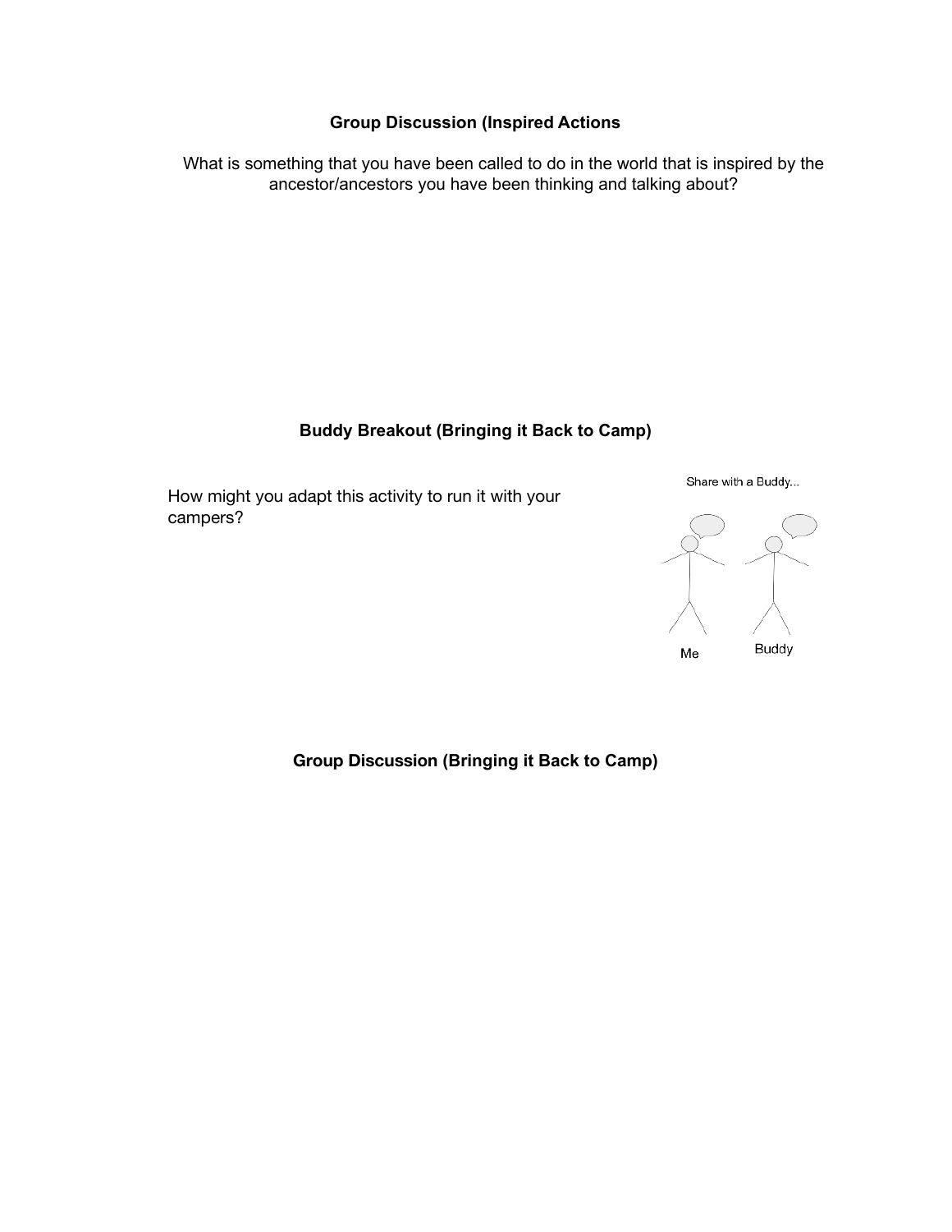**Group Discussion (Inspired Actions**

What is something that you have been called to do in the world that is inspired by the ancestor/ancestors you have been thinking and talking about?

**Buddy Breakout (Bringing it Back to Camp)**

How might you adapt this activity to run it with your campers?

Share with a Buddy...

Me

Buddy

**Group Discussion (Bringing it Back to Camp)**